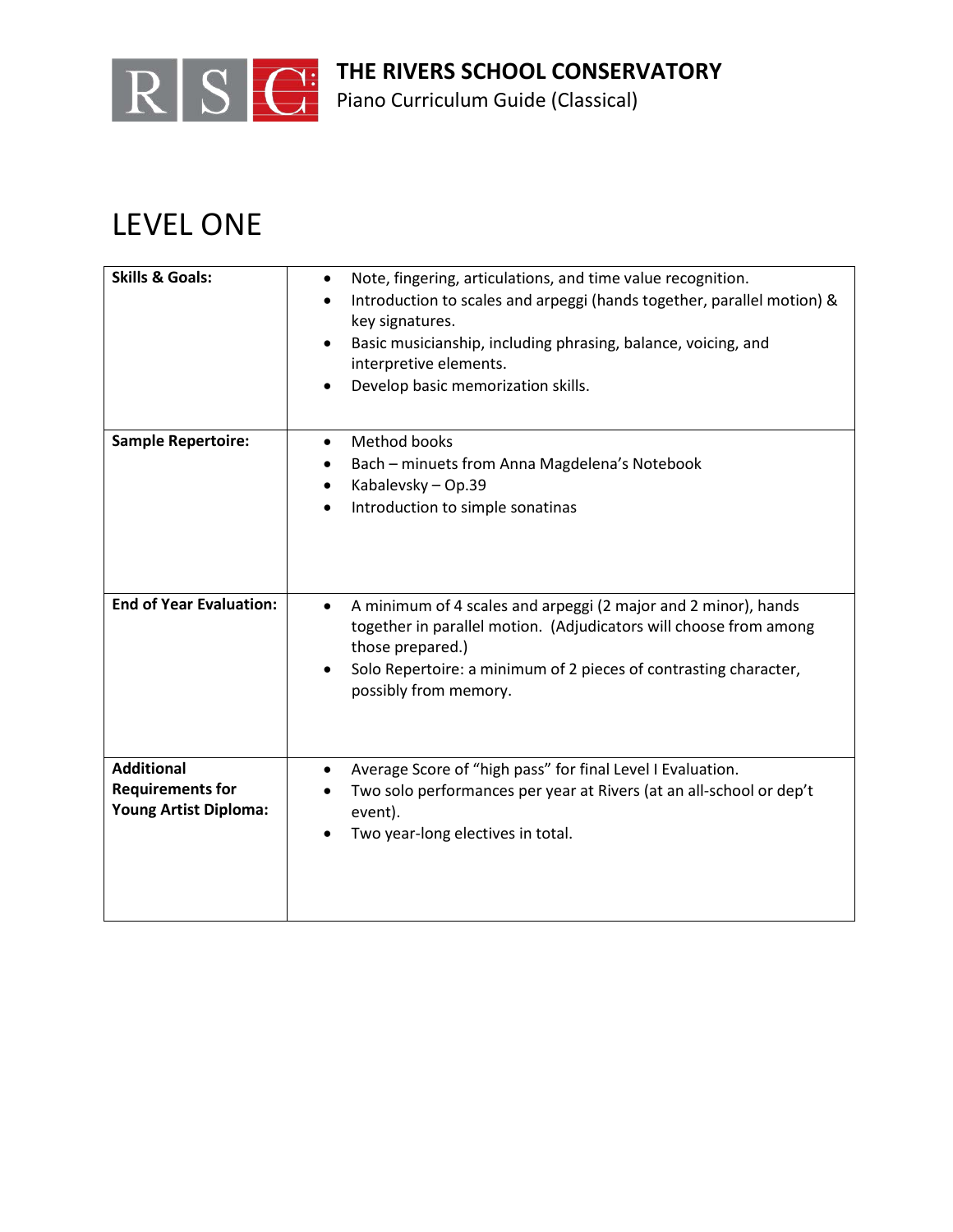# THE RIVERS SCHOOL CONSERVATORY

Piano Curriculum Guide (Classical)

## LEVEL ONE

| | |
|---|---|
| **Skills & Goals:** | • Note, fingering, articulations, and time value recognition.<br>• Introduction to scales and arpeggi (hands together, parallel motion) & key signatures.<br>• Basic musicianship, including phrasing, balance, voicing, and interpretive elements.<br>• Develop basic memorization skills. |
| **Sample Repertoire:** | • Method books<br>• Bach – minuets from Anna Magdelena's Notebook<br>• Kabalevsky – Op.39<br>• Introduction to simple sonatinas |
| **End of Year Evaluation:** | • A minimum of 4 scales and arpeggi (2 major and 2 minor), hands together in parallel motion. (Adjudicators will choose from among those prepared.)<br>• Solo Repertoire: a minimum of 2 pieces of contrasting character, possibly from memory. |
| **Additional Requirements for Young Artist Diploma:** | • Average Score of "high pass" for final Level I Evaluation.<br>• Two solo performances per year at Rivers (at an all-school or dep't event).<br>• Two year-long electives in total. |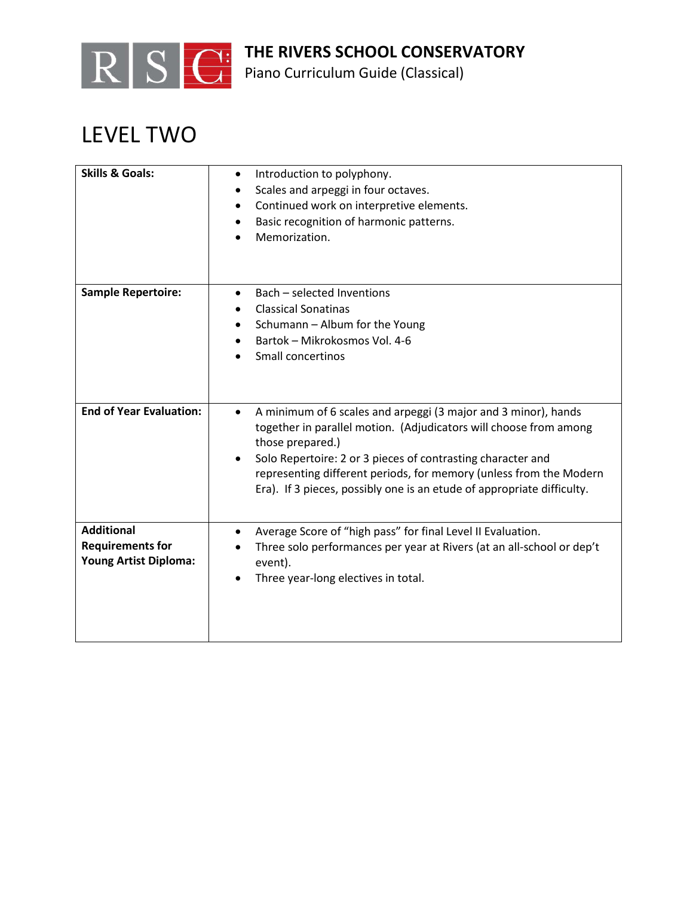# THE RIVERS SCHOOL CONSERVATORY

Piano Curriculum Guide (Classical)

## LEVEL TWO

| | |
|---|---|
| **Skills & Goals:** | • Introduction to polyphony.<br>• Scales and arpeggi in four octaves.<br>• Continued work on interpretive elements.<br>• Basic recognition of harmonic patterns.<br>• Memorization. |
| **Sample Repertoire:** | • Bach – selected Inventions<br>• Classical Sonatinas<br>• Schumann – Album for the Young<br>• Bartok – Mikrokosmos Vol. 4-6<br>• Small concertinos |
| **End of Year Evaluation:** | • A minimum of 6 scales and arpeggi (3 major and 3 minor), hands together in parallel motion. (Adjudicators will choose from among those prepared.)<br>• Solo Repertoire: 2 or 3 pieces of contrasting character and representing different periods, for memory (unless from the Modern Era). If 3 pieces, possibly one is an etude of appropriate difficulty. |
| **Additional Requirements for Young Artist Diploma:** | • Average Score of "high pass" for final Level II Evaluation.<br>• Three solo performances per year at Rivers (at an all-school or dep't event).<br>• Three year-long electives in total. |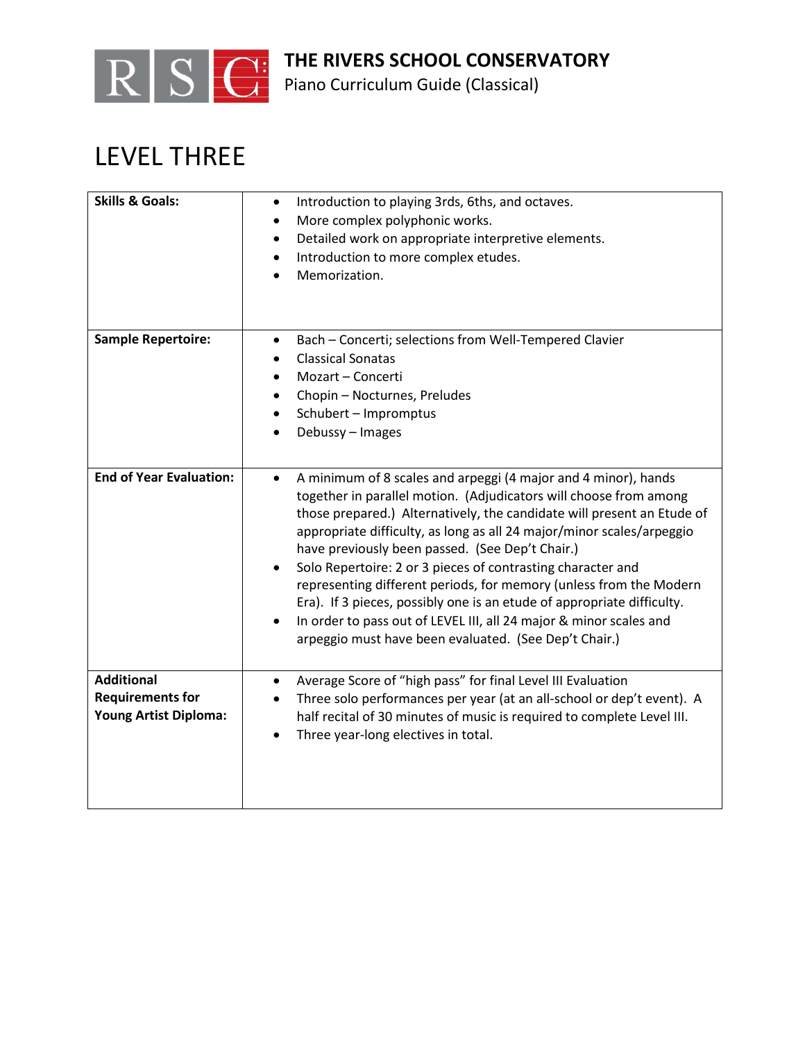# THE RIVERS SCHOOL CONSERVATORY

Piano Curriculum Guide (Classical)

## LEVEL THREE

| | |
|---|---|
| **Skills & Goals:** | • Introduction to playing 3rds, 6ths, and octaves.<br>• More complex polyphonic works.<br>• Detailed work on appropriate interpretive elements.<br>• Introduction to more complex etudes.<br>• Memorization. |
| **Sample Repertoire:** | • Bach – Concerti; selections from Well-Tempered Clavier<br>• Classical Sonatas<br>• Mozart – Concerti<br>• Chopin – Nocturnes, Preludes<br>• Schubert – Impromptus<br>• Debussy – Images |
| **End of Year Evaluation:** | • A minimum of 8 scales and arpeggi (4 major and 4 minor), hands together in parallel motion. (Adjudicators will choose from among those prepared.) Alternatively, the candidate will present an Etude of appropriate difficulty, as long as all 24 major/minor scales/arpeggio have previously been passed. (See Dep't Chair.)<br>• Solo Repertoire: 2 or 3 pieces of contrasting character and representing different periods, for memory (unless from the Modern Era). If 3 pieces, possibly one is an etude of appropriate difficulty.<br>• In order to pass out of LEVEL III, all 24 major & minor scales and arpeggio must have been evaluated. (See Dep't Chair.) |
| **Additional Requirements for Young Artist Diploma:** | • Average Score of "high pass" for final Level III Evaluation<br>• Three solo performances per year (at an all-school or dep't event). A half recital of 30 minutes of music is required to complete Level III.<br>• Three year-long electives in total. |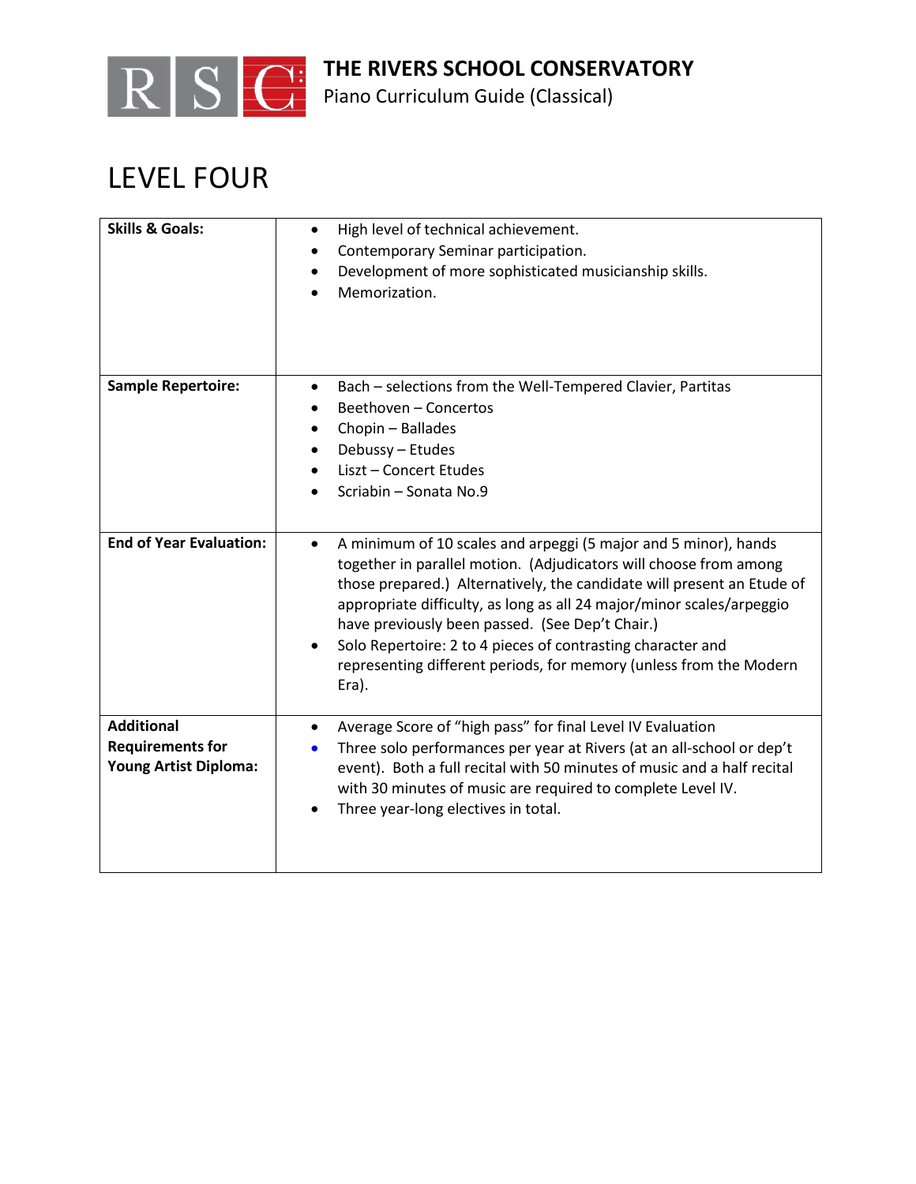**THE RIVERS SCHOOL CONSERVATORY**
Piano Curriculum Guide (Classical)

# LEVEL FOUR

| | |
|---|---|
| **Skills & Goals:** | • High level of technical achievement.<br>• Contemporary Seminar participation.<br>• Development of more sophisticated musicianship skills.<br>• Memorization. |
| **Sample Repertoire:** | • Bach – selections from the Well-Tempered Clavier, Partitas<br>• Beethoven – Concertos<br>• Chopin – Ballades<br>• Debussy – Etudes<br>• Liszt – Concert Etudes<br>• Scriabin – Sonata No.9 |
| **End of Year Evaluation:** | • A minimum of 10 scales and arpeggi (5 major and 5 minor), hands together in parallel motion. (Adjudicators will choose from among those prepared.) Alternatively, the candidate will present an Etude of appropriate difficulty, as long as all 24 major/minor scales/arpeggio have previously been passed. (See Dep't Chair.)<br>• Solo Repertoire: 2 to 4 pieces of contrasting character and representing different periods, for memory (unless from the Modern Era). |
| **Additional Requirements for Young Artist Diploma:** | • Average Score of "high pass" for final Level IV Evaluation<br>• Three solo performances per year at Rivers (at an all-school or dep't event). Both a full recital with 50 minutes of music and a half recital with 30 minutes of music are required to complete Level IV.<br>• Three year-long electives in total. |